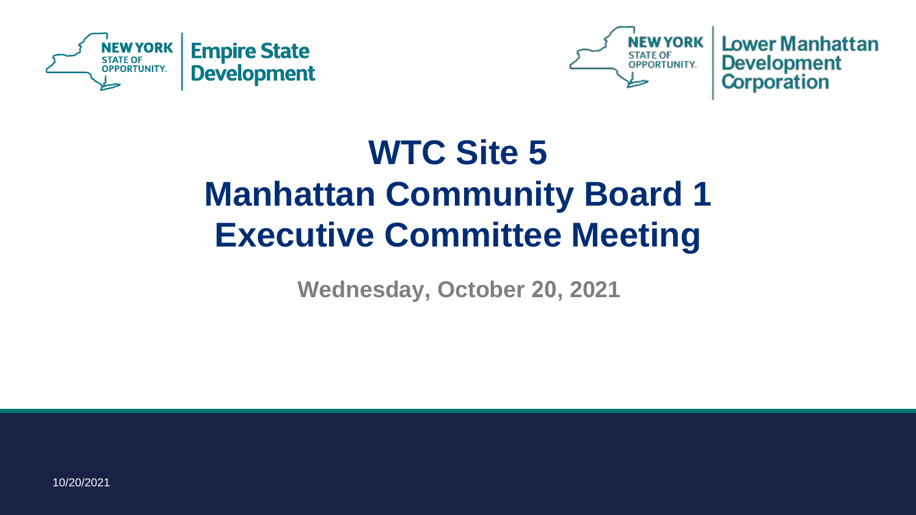NEW YORK STATE OF OPPORTUNITY. | Empire State Development

NEW YORK STATE OF OPPORTUNITY. | Lower Manhattan Development Corporation

# WTC Site 5
# Manhattan Community Board 1
# Executive Committee Meeting

**Wednesday, October 20, 2021**

10/20/2021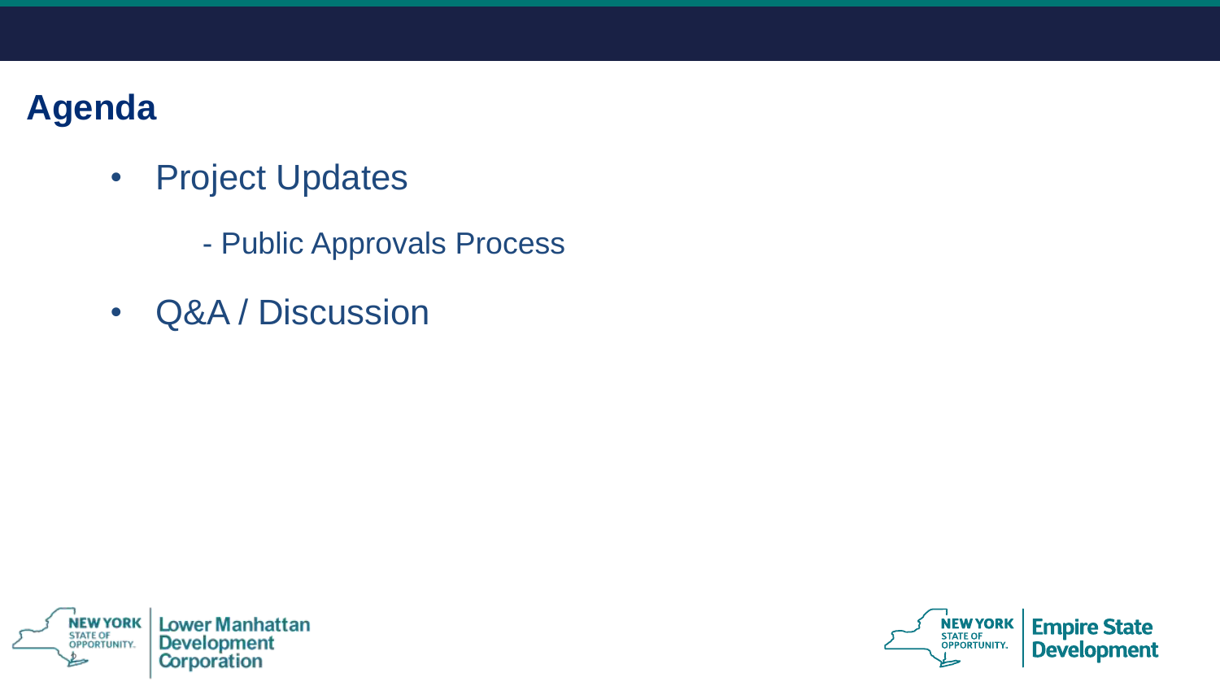# Agenda

- Project Updates

  - Public Approvals Process

- Q&A / Discussion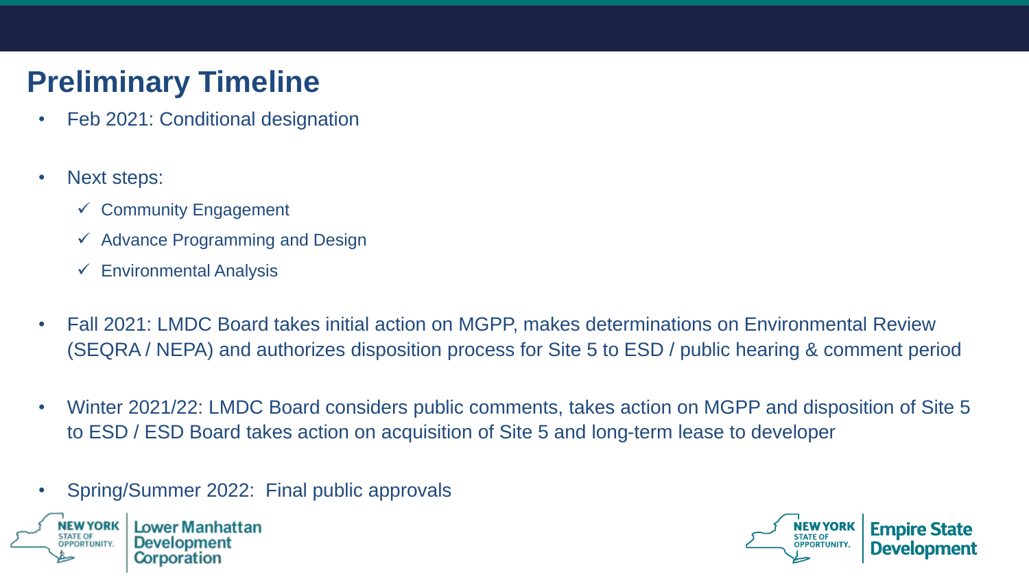# Preliminary Timeline

- Feb 2021: Conditional designation
- Next steps:
  - ✓ Community Engagement
  - ✓ Advance Programming and Design
  - ✓ Environmental Analysis
- Fall 2021: LMDC Board takes initial action on MGPP, makes determinations on Environmental Review (SEQRA / NEPA) and authorizes disposition process for Site 5 to ESD / public hearing & comment period
- Winter 2021/22: LMDC Board considers public comments, takes action on MGPP and disposition of Site 5 to ESD / ESD Board takes action on acquisition of Site 5 and long-term lease to developer
- Spring/Summer 2022: Final public approvals

NEW YORK STATE OF OPPORTUNITY. | Lower Manhattan Development Corporation

NEW YORK STATE OF OPPORTUNITY. | Empire State Development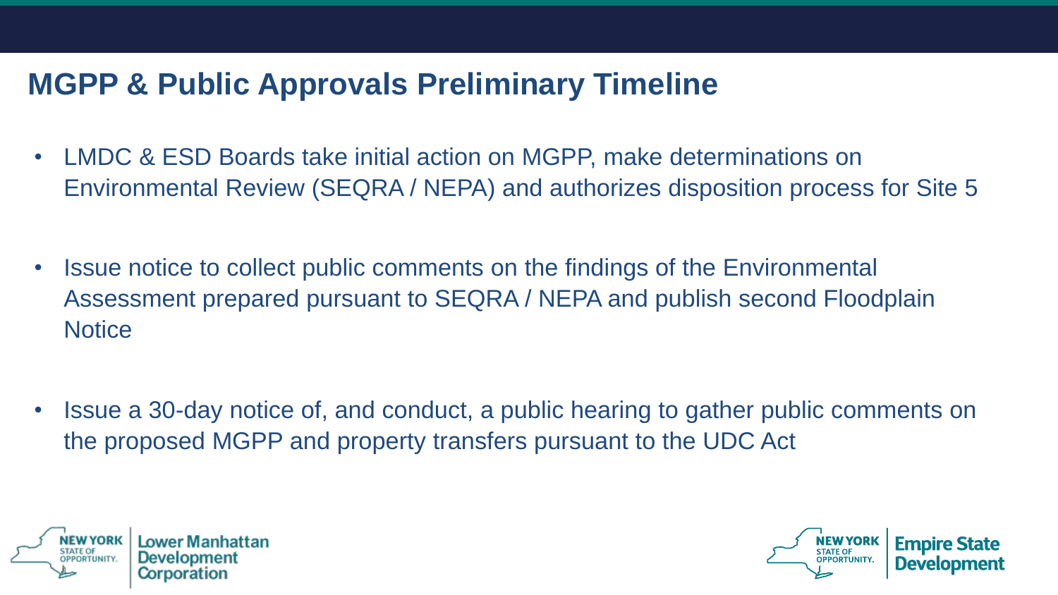## MGPP & Public Approvals Preliminary Timeline

- LMDC & ESD Boards take initial action on MGPP, make determinations on Environmental Review (SEQRA / NEPA) and authorizes disposition process for Site 5
- Issue notice to collect public comments on the findings of the Environmental Assessment prepared pursuant to SEQRA / NEPA and publish second Floodplain Notice
- Issue a 30-day notice of, and conduct, a public hearing to gather public comments on the proposed MGPP and property transfers pursuant to the UDC Act

NEW YORK STATE OF OPPORTUNITY. | Lower Manhattan Development Corporation

NEW YORK STATE OF OPPORTUNITY. | Empire State Development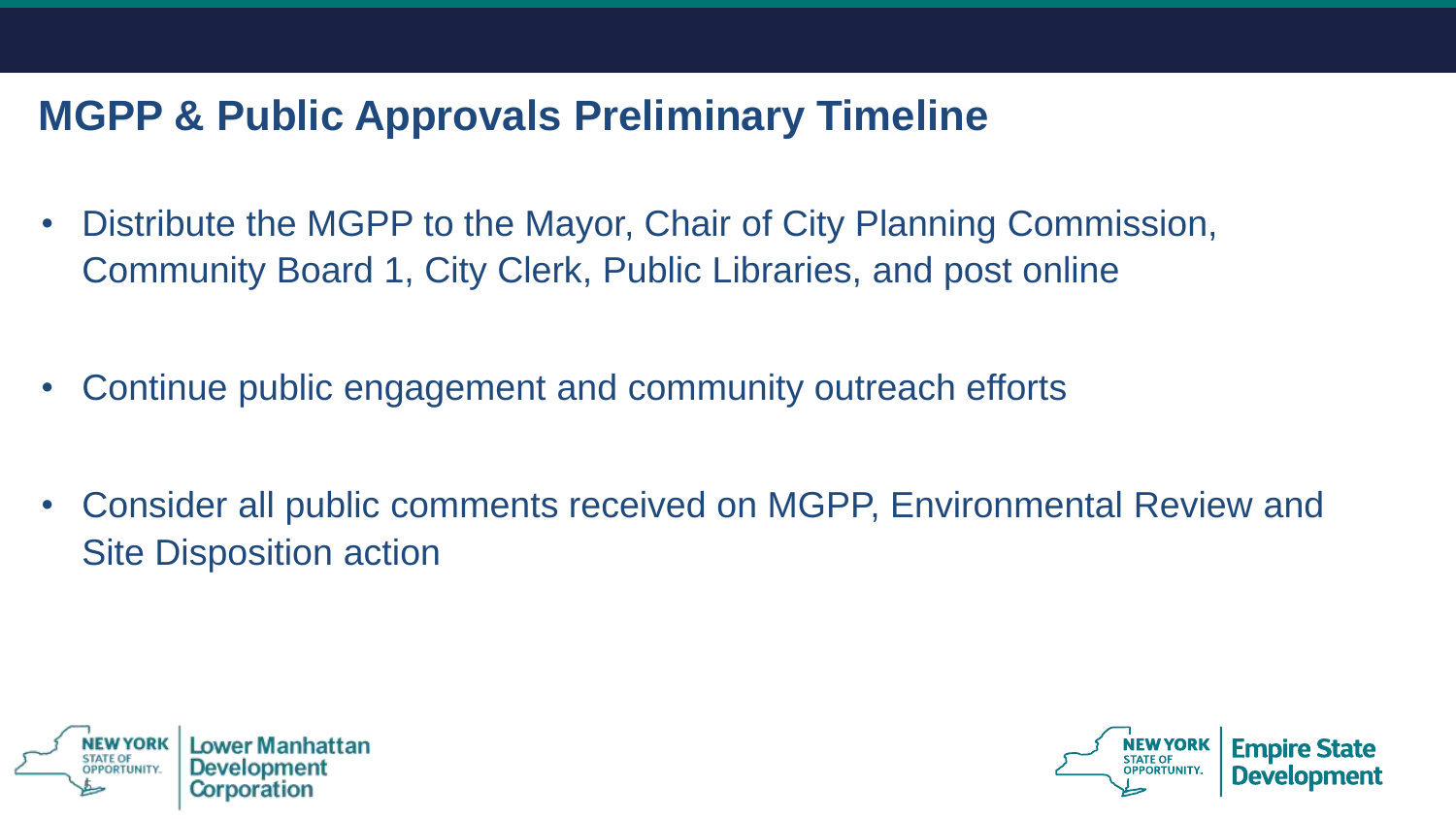## MGPP & Public Approvals Preliminary Timeline

- Distribute the MGPP to the Mayor, Chair of City Planning Commission, Community Board 1, City Clerk, Public Libraries, and post online
- Continue public engagement and community outreach efforts
- Consider all public comments received on MGPP, Environmental Review and Site Disposition action

NEW YORK STATE OF OPPORTUNITY. | Lower Manhattan Development Corporation

NEW YORK STATE OF OPPORTUNITY. | Empire State Development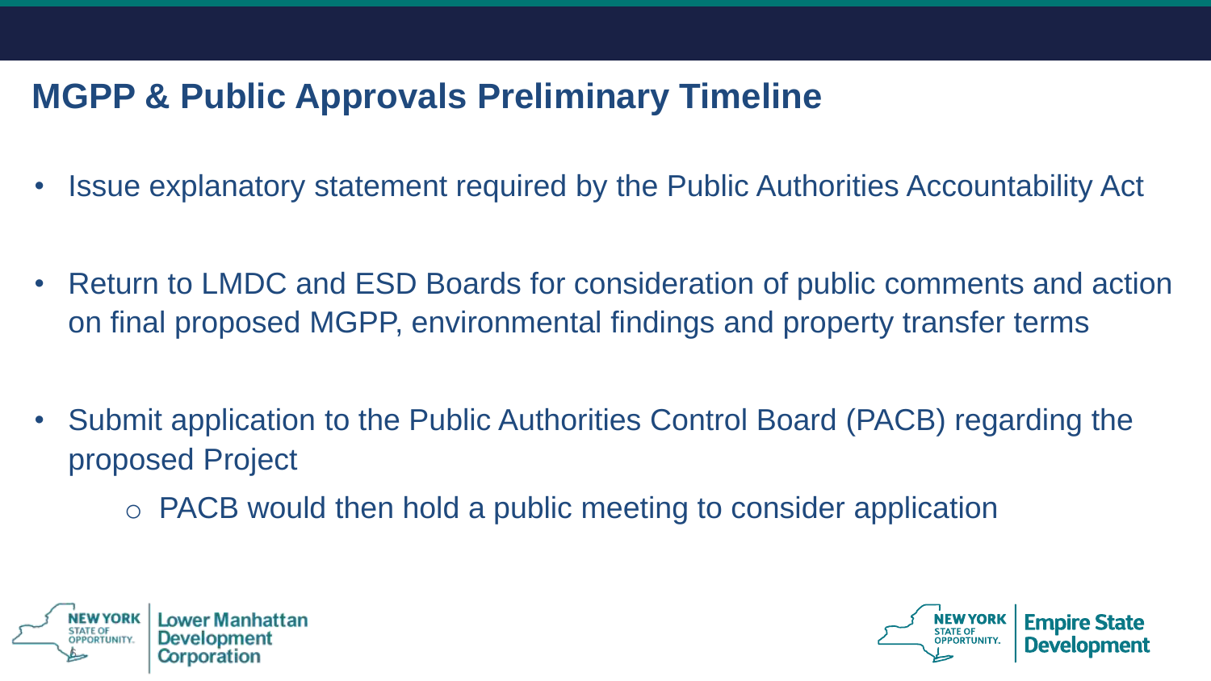## MGPP & Public Approvals Preliminary Timeline

- Issue explanatory statement required by the Public Authorities Accountability Act
- Return to LMDC and ESD Boards for consideration of public comments and action on final proposed MGPP, environmental findings and property transfer terms
- Submit application to the Public Authorities Control Board (PACB) regarding the proposed Project
  - PACB would then hold a public meeting to consider application

NEW YORK STATE OF OPPORTUNITY. Lower Manhattan Development Corporation

NEW YORK STATE OF OPPORTUNITY. Empire State Development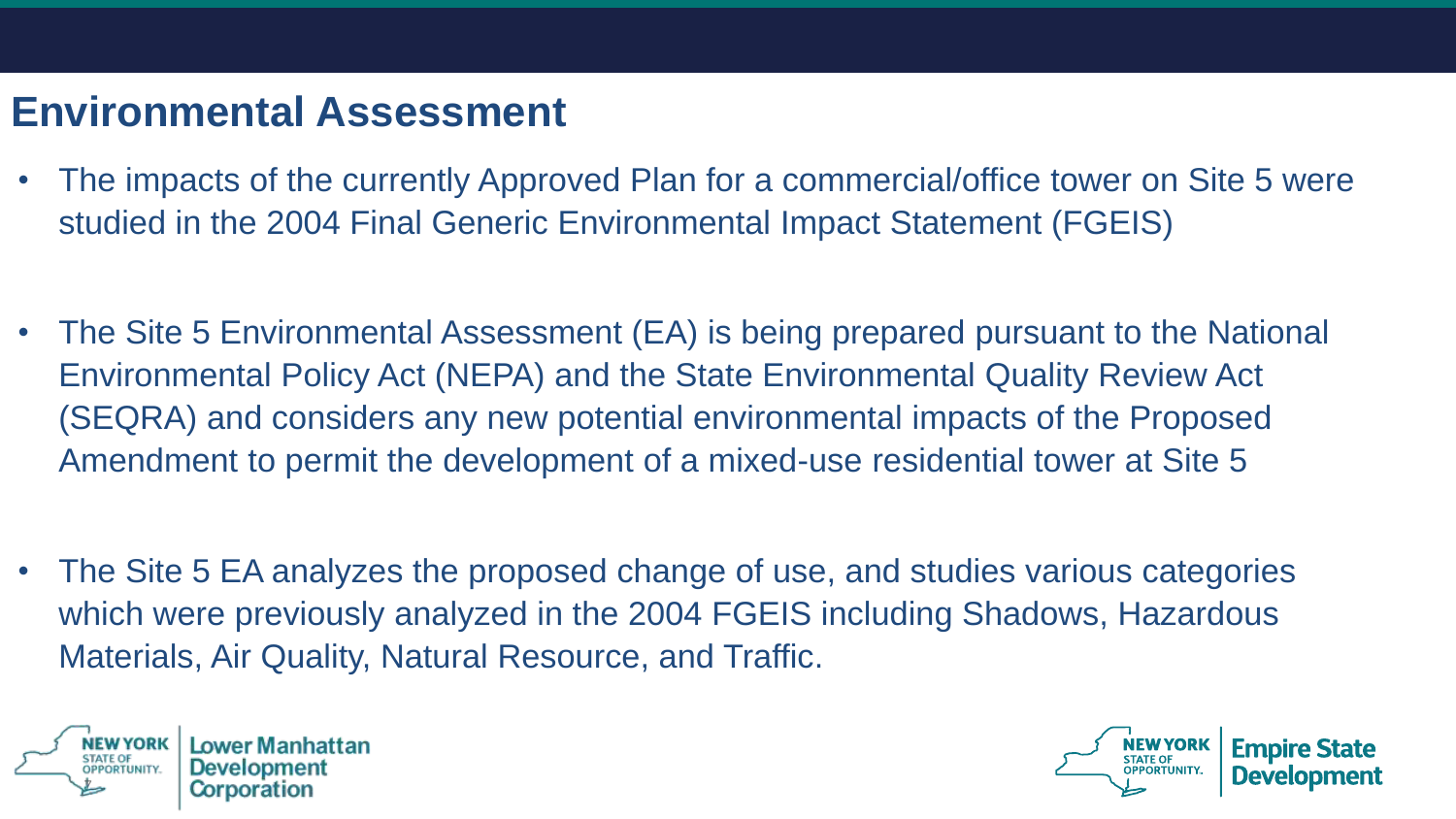## Environmental Assessment

- The impacts of the currently Approved Plan for a commercial/office tower on Site 5 were studied in the 2004 Final Generic Environmental Impact Statement (FGEIS)

- The Site 5 Environmental Assessment (EA) is being prepared pursuant to the National Environmental Policy Act (NEPA) and the State Environmental Quality Review Act (SEQRA) and considers any new potential environmental impacts of the Proposed Amendment to permit the development of a mixed-use residential tower at Site 5

- The Site 5 EA analyzes the proposed change of use, and studies various categories which were previously analyzed in the 2004 FGEIS including Shadows, Hazardous Materials, Air Quality, Natural Resource, and Traffic.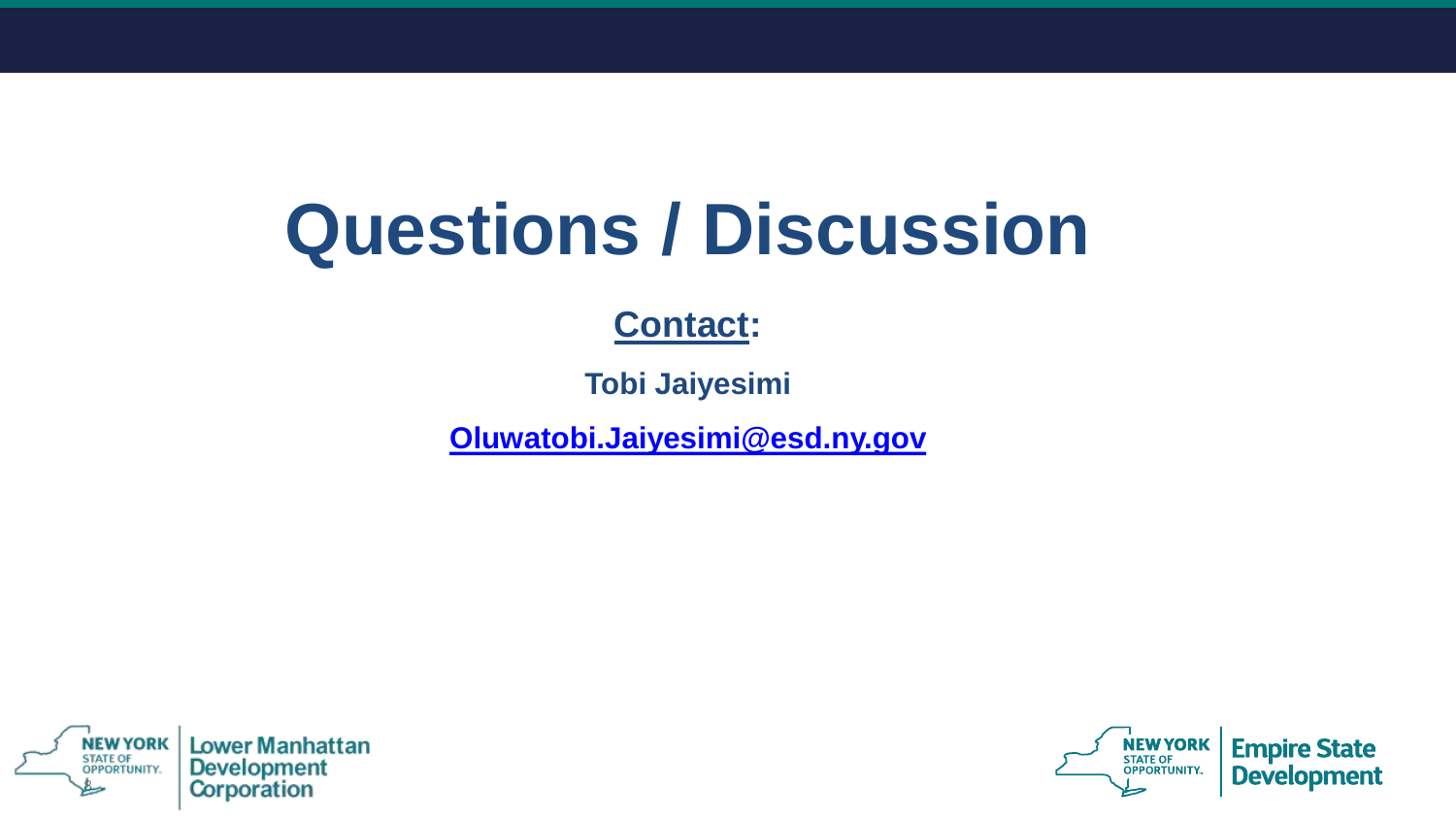# Questions / Discussion

**Contact:**

**Tobi Jaiyesimi**

**Oluwatobi.Jaiyesimi@esd.ny.gov**

NEW YORK STATE OF OPPORTUNITY. Lower Manhattan Development Corporation

NEW YORK STATE OF OPPORTUNITY. Empire State Development